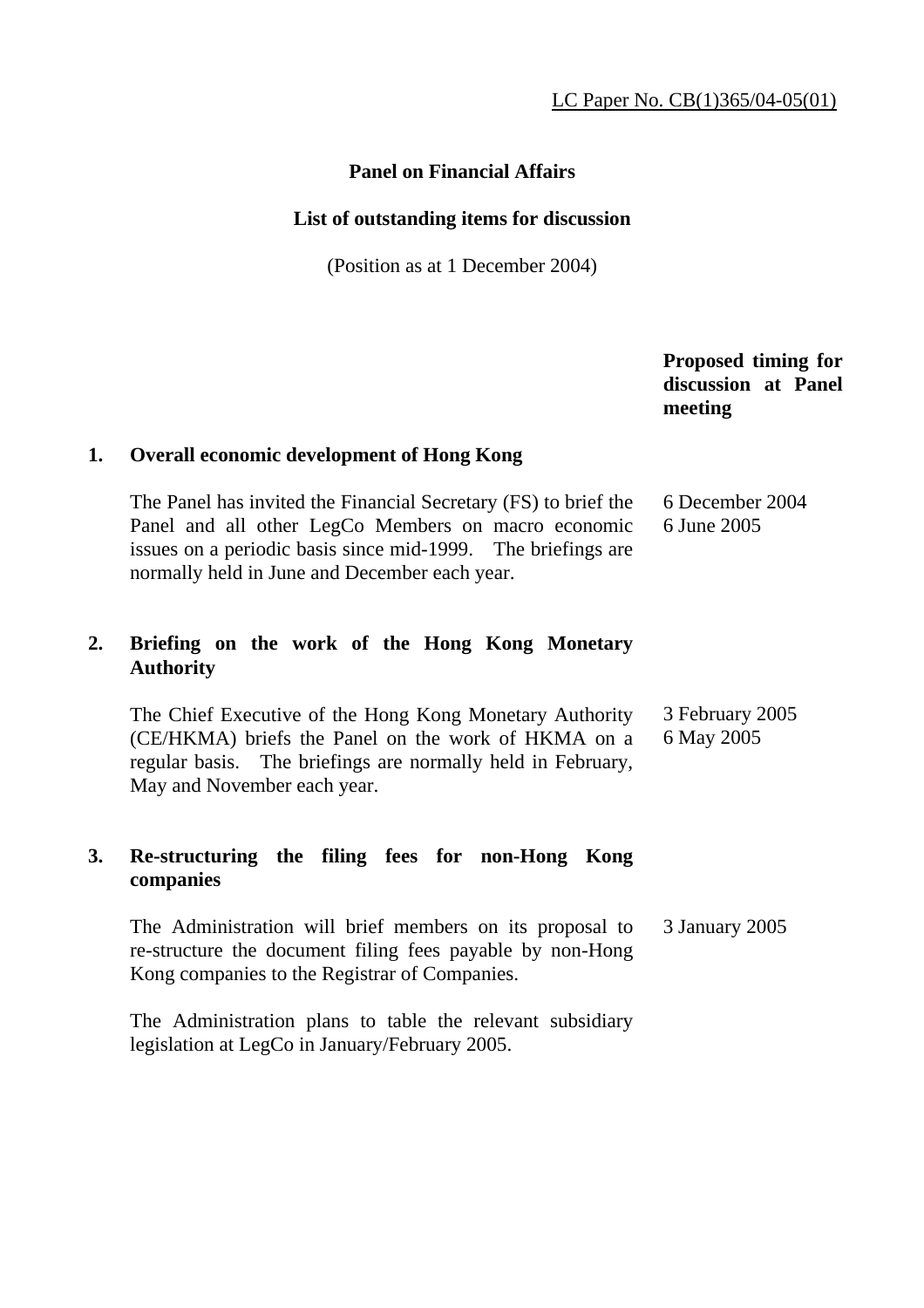LC Paper No. CB(1)365/04-05(01)

**Panel on Financial Affairs**

**List of outstanding items for discussion**

(Position as at 1 December 2004)

| | | Proposed timing for discussion at Panel meeting |
|---|---|---|
| **1.** | **Overall economic development of Hong Kong** | |
| | The Panel has invited the Financial Secretary (FS) to brief the Panel and all other LegCo Members on macro economic issues on a periodic basis since mid-1999. The briefings are normally held in June and December each year. | 6 December 2004<br>6 June 2005 |
| **2.** | **Briefing on the work of the Hong Kong Monetary Authority** | |
| | The Chief Executive of the Hong Kong Monetary Authority (CE/HKMA) briefs the Panel on the work of HKMA on a regular basis. The briefings are normally held in February, May and November each year. | 3 February 2005<br>6 May 2005 |
| **3.** | **Re-structuring the filing fees for non-Hong Kong companies** | |
| | The Administration will brief members on its proposal to re-structure the document filing fees payable by non-Hong Kong companies to the Registrar of Companies.<br><br>The Administration plans to table the relevant subsidiary legislation at LegCo in January/February 2005. | 3 January 2005 |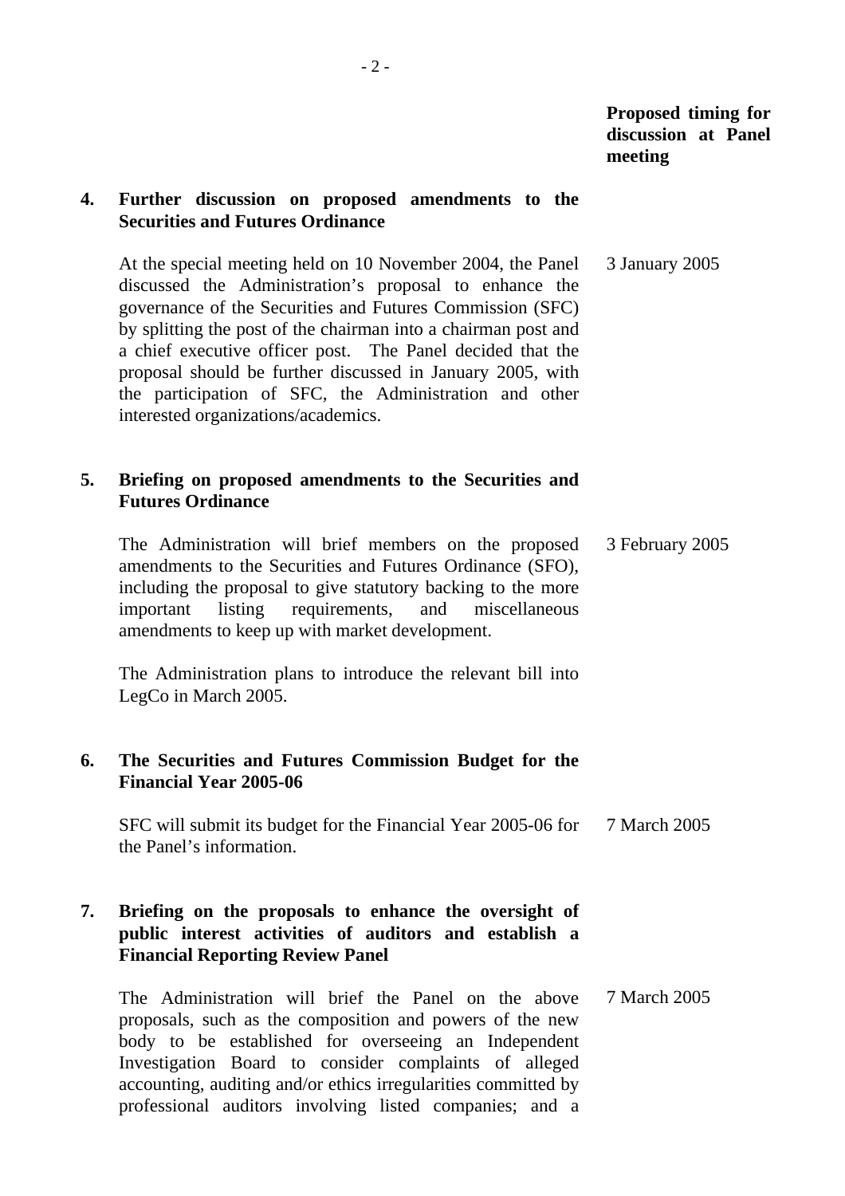**Proposed timing for discussion at Panel meeting**

**4. Further discussion on proposed amendments to the Securities and Futures Ordinance**

At the special meeting held on 10 November 2004, the Panel discussed the Administration's proposal to enhance the governance of the Securities and Futures Commission (SFC) by splitting the post of the chairman into a chairman post and a chief executive officer post. The Panel decided that the proposal should be further discussed in January 2005, with the participation of SFC, the Administration and other interested organizations/academics.

3 January 2005

**5. Briefing on proposed amendments to the Securities and Futures Ordinance**

The Administration will brief members on the proposed amendments to the Securities and Futures Ordinance (SFO), including the proposal to give statutory backing to the more important listing requirements, and miscellaneous amendments to keep up with market development.

3 February 2005

The Administration plans to introduce the relevant bill into LegCo in March 2005.

**6. The Securities and Futures Commission Budget for the Financial Year 2005-06**

SFC will submit its budget for the Financial Year 2005-06 for the Panel's information.

7 March 2005

**7. Briefing on the proposals to enhance the oversight of public interest activities of auditors and establish a Financial Reporting Review Panel**

The Administration will brief the Panel on the above proposals, such as the composition and powers of the new body to be established for overseeing an Independent Investigation Board to consider complaints of alleged accounting, auditing and/or ethics irregularities committed by professional auditors involving listed companies; and a

7 March 2005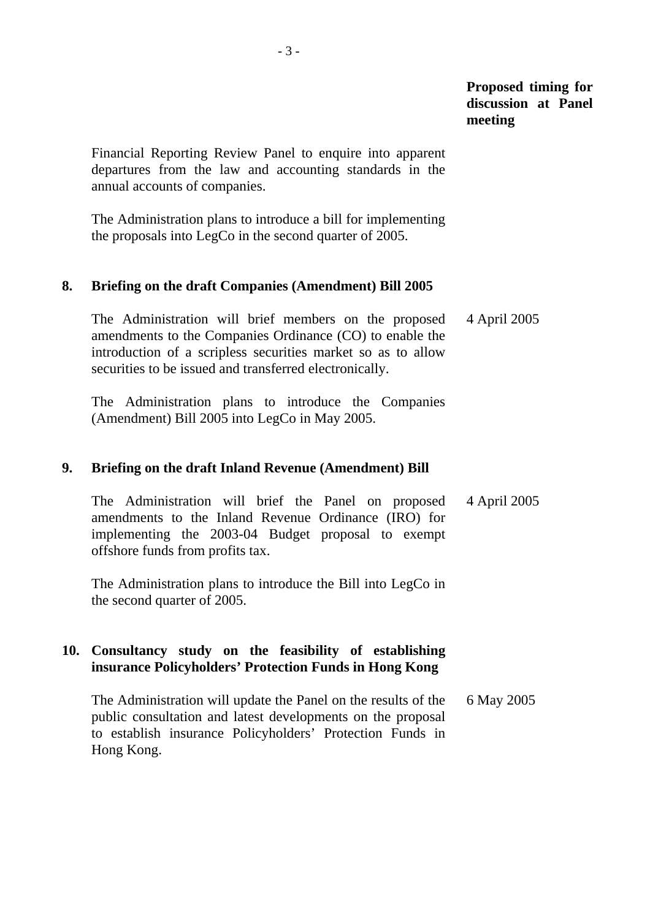| | | Proposed timing for discussion at Panel meeting |
|---|---|---|
| | Financial Reporting Review Panel to enquire into apparent departures from the law and accounting standards in the annual accounts of companies.<br><br>The Administration plans to introduce a bill for implementing the proposals into LegCo in the second quarter of 2005. | |
| **8.** | **Briefing on the draft Companies (Amendment) Bill 2005**<br><br>The Administration will brief members on the proposed amendments to the Companies Ordinance (CO) to enable the introduction of a scripless securities market so as to allow securities to be issued and transferred electronically.<br><br>The Administration plans to introduce the Companies (Amendment) Bill 2005 into LegCo in May 2005. | 4 April 2005 |
| **9.** | **Briefing on the draft Inland Revenue (Amendment) Bill**<br><br>The Administration will brief the Panel on proposed amendments to the Inland Revenue Ordinance (IRO) for implementing the 2003-04 Budget proposal to exempt offshore funds from profits tax.<br><br>The Administration plans to introduce the Bill into LegCo in the second quarter of 2005. | 4 April 2005 |
| **10.** | **Consultancy study on the feasibility of establishing insurance Policyholders' Protection Funds in Hong Kong**<br><br>The Administration will update the Panel on the results of the public consultation and latest developments on the proposal to establish insurance Policyholders' Protection Funds in Hong Kong. | 6 May 2005 |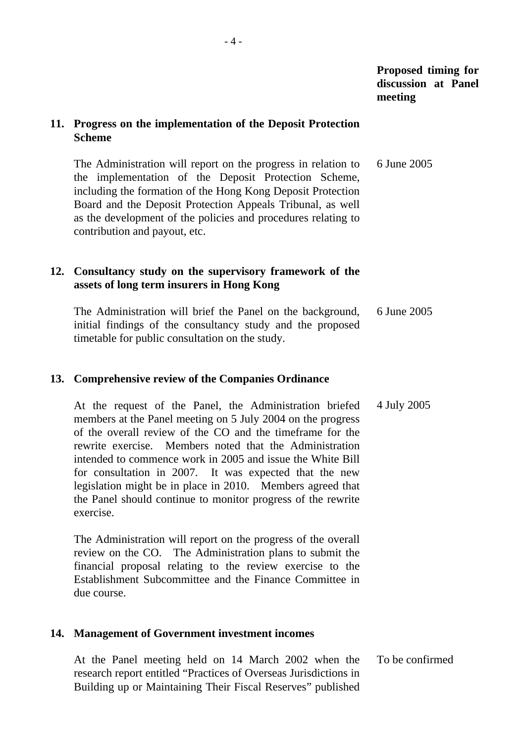**Proposed timing for discussion at Panel meeting**

**11. Progress on the implementation of the Deposit Protection Scheme**

The Administration will report on the progress in relation to the implementation of the Deposit Protection Scheme, including the formation of the Hong Kong Deposit Protection Board and the Deposit Protection Appeals Tribunal, as well as the development of the policies and procedures relating to contribution and payout, etc.

6 June 2005

**12. Consultancy study on the supervisory framework of the assets of long term insurers in Hong Kong**

The Administration will brief the Panel on the background, initial findings of the consultancy study and the proposed timetable for public consultation on the study.

6 June 2005

**13. Comprehensive review of the Companies Ordinance**

At the request of the Panel, the Administration briefed members at the Panel meeting on 5 July 2004 on the progress of the overall review of the CO and the timeframe for the rewrite exercise. Members noted that the Administration intended to commence work in 2005 and issue the White Bill for consultation in 2007. It was expected that the new legislation might be in place in 2010. Members agreed that the Panel should continue to monitor progress of the rewrite exercise.

4 July 2005

The Administration will report on the progress of the overall review on the CO. The Administration plans to submit the financial proposal relating to the review exercise to the Establishment Subcommittee and the Finance Committee in due course.

**14. Management of Government investment incomes**

At the Panel meeting held on 14 March 2002 when the research report entitled "Practices of Overseas Jurisdictions in Building up or Maintaining Their Fiscal Reserves" published

To be confirmed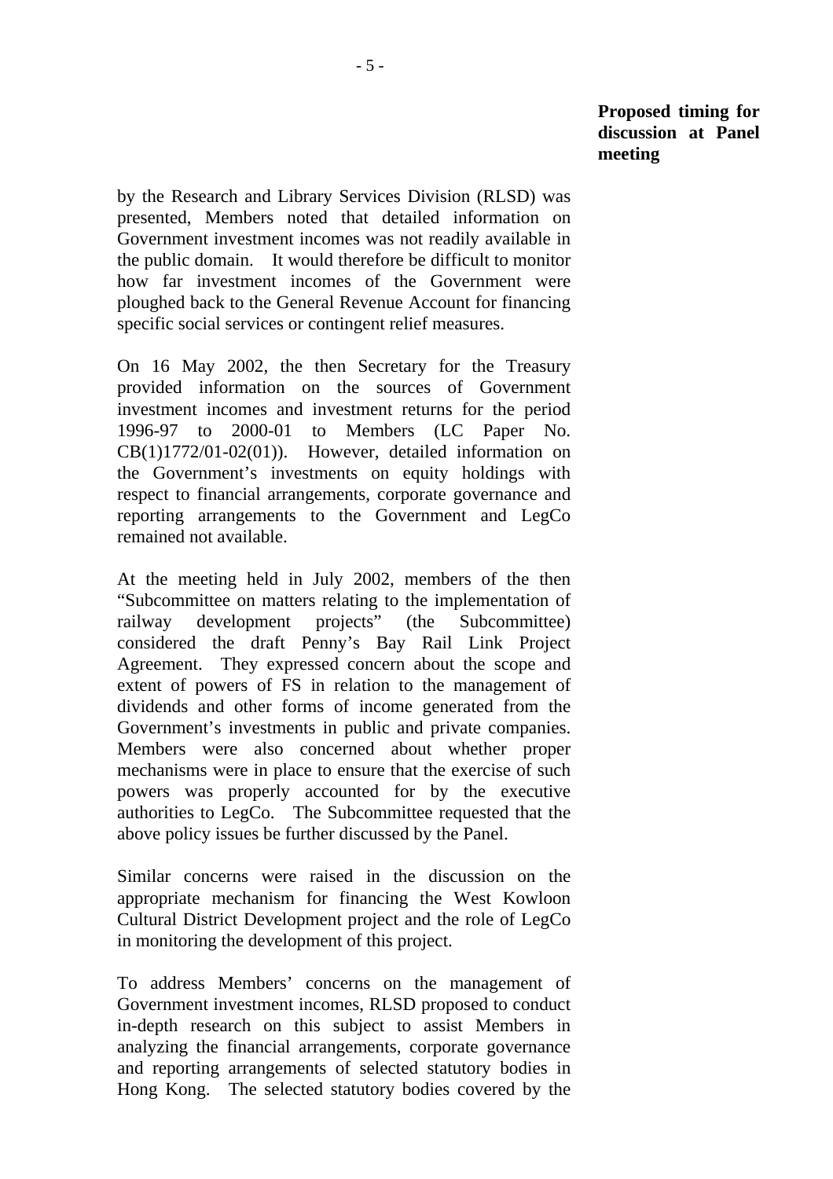**Proposed timing for discussion at Panel meeting**

by the Research and Library Services Division (RLSD) was presented, Members noted that detailed information on Government investment incomes was not readily available in the public domain. It would therefore be difficult to monitor how far investment incomes of the Government were ploughed back to the General Revenue Account for financing specific social services or contingent relief measures.

On 16 May 2002, the then Secretary for the Treasury provided information on the sources of Government investment incomes and investment returns for the period 1996-97 to 2000-01 to Members (LC Paper No. CB(1)1772/01-02(01)). However, detailed information on the Government's investments on equity holdings with respect to financial arrangements, corporate governance and reporting arrangements to the Government and LegCo remained not available.

At the meeting held in July 2002, members of the then "Subcommittee on matters relating to the implementation of railway development projects" (the Subcommittee) considered the draft Penny's Bay Rail Link Project Agreement. They expressed concern about the scope and extent of powers of FS in relation to the management of dividends and other forms of income generated from the Government's investments in public and private companies. Members were also concerned about whether proper mechanisms were in place to ensure that the exercise of such powers was properly accounted for by the executive authorities to LegCo. The Subcommittee requested that the above policy issues be further discussed by the Panel.

Similar concerns were raised in the discussion on the appropriate mechanism for financing the West Kowloon Cultural District Development project and the role of LegCo in monitoring the development of this project.

To address Members' concerns on the management of Government investment incomes, RLSD proposed to conduct in-depth research on this subject to assist Members in analyzing the financial arrangements, corporate governance and reporting arrangements of selected statutory bodies in Hong Kong. The selected statutory bodies covered by the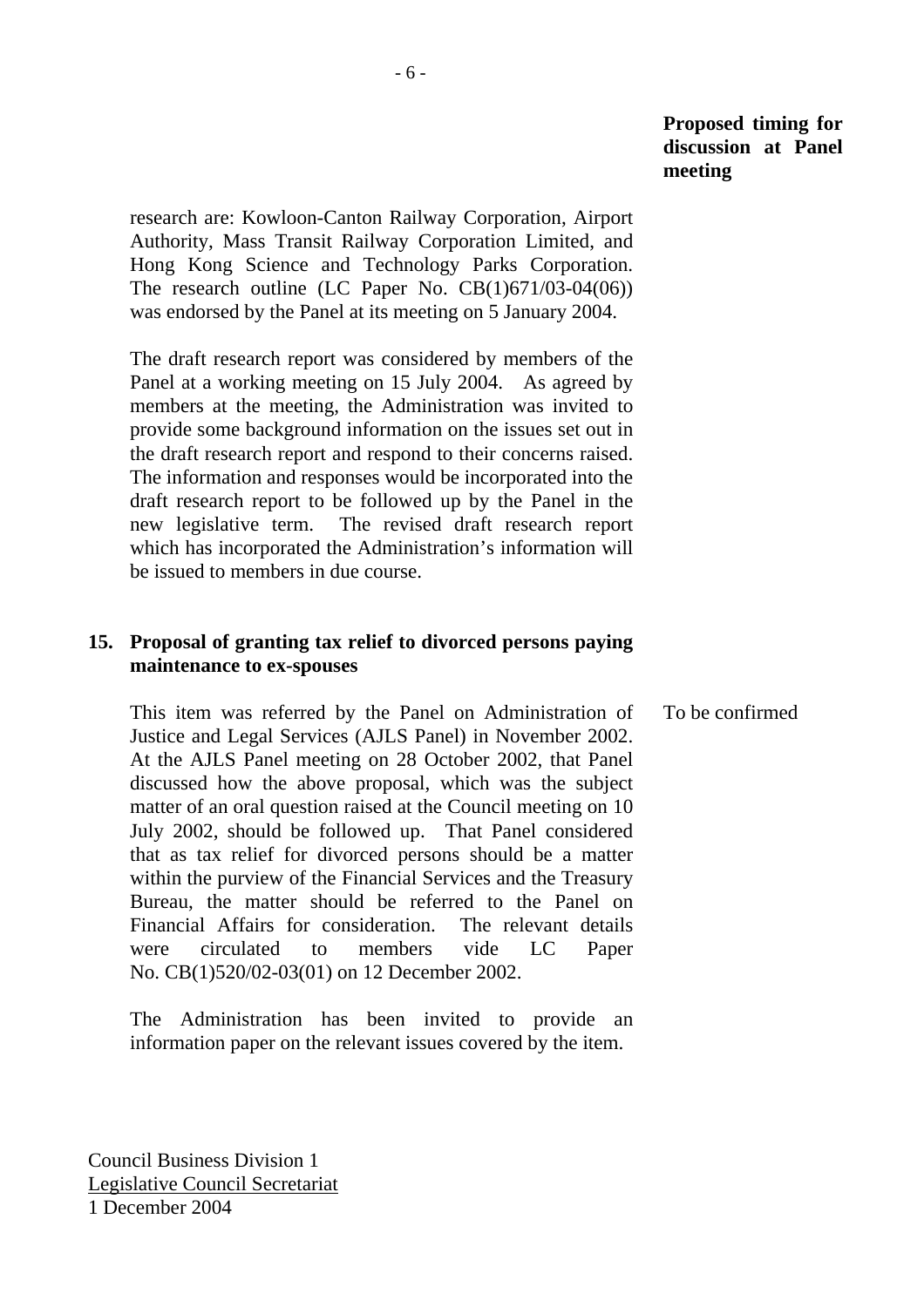**Proposed timing for discussion at Panel meeting**

research are: Kowloon-Canton Railway Corporation, Airport Authority, Mass Transit Railway Corporation Limited, and Hong Kong Science and Technology Parks Corporation. The research outline (LC Paper No. CB(1)671/03-04(06)) was endorsed by the Panel at its meeting on 5 January 2004.

The draft research report was considered by members of the Panel at a working meeting on 15 July 2004. As agreed by members at the meeting, the Administration was invited to provide some background information on the issues set out in the draft research report and respond to their concerns raised. The information and responses would be incorporated into the draft research report to be followed up by the Panel in the new legislative term. The revised draft research report which has incorporated the Administration's information will be issued to members in due course.

**15. Proposal of granting tax relief to divorced persons paying maintenance to ex-spouses**

This item was referred by the Panel on Administration of Justice and Legal Services (AJLS Panel) in November 2002. At the AJLS Panel meeting on 28 October 2002, that Panel discussed how the above proposal, which was the subject matter of an oral question raised at the Council meeting on 10 July 2002, should be followed up. That Panel considered that as tax relief for divorced persons should be a matter within the purview of the Financial Services and the Treasury Bureau, the matter should be referred to the Panel on Financial Affairs for consideration. The relevant details were circulated to members vide LC Paper No. CB(1)520/02-03(01) on 12 December 2002.

*Proposed timing:* To be confirmed

The Administration has been invited to provide an information paper on the relevant issues covered by the item.

Council Business Division 1
Legislative Council Secretariat
1 December 2004